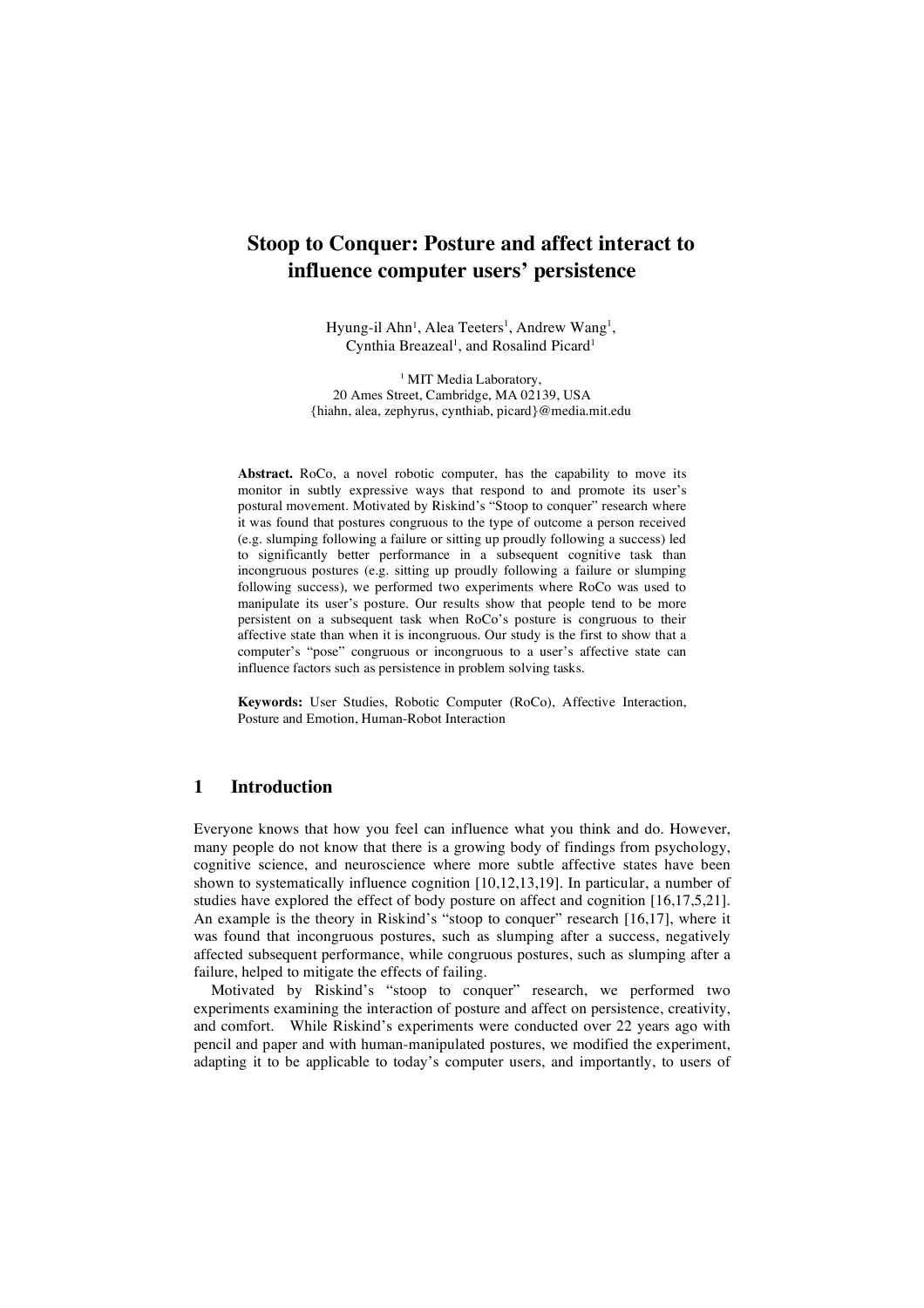# Stoop to Conquer: Posture and affect interact to influence computer users' persistence

Hyung-il Ahn[1], Alea Teeters[1], Andrew Wang[1], Cynthia Breazeal[1], and Rosalind Picard[1]

[1] MIT Media Laboratory,
20 Ames Street, Cambridge, MA 02139, USA
{hiahn, alea, zephyrus, cynthiab, picard}@media.mit.edu

**Abstract.** RoCo, a novel robotic computer, has the capability to move its monitor in subtly expressive ways that respond to and promote its user's postural movement. Motivated by Riskind's "Stoop to conquer" research where it was found that postures congruous to the type of outcome a person received (e.g. slumping following a failure or sitting up proudly following a success) led to significantly better performance in a subsequent cognitive task than incongruous postures (e.g. sitting up proudly following a failure or slumping following success), we performed two experiments where RoCo was used to manipulate its user's posture. Our results show that people tend to be more persistent on a subsequent task when RoCo's posture is congruous to their affective state than when it is incongruous. Our study is the first to show that a computer's "pose" congruous or incongruous to a user's affective state can influence factors such as persistence in problem solving tasks.

**Keywords:** User Studies, Robotic Computer (RoCo), Affective Interaction, Posture and Emotion, Human-Robot Interaction

## 1 Introduction

Everyone knows that how you feel can influence what you think and do. However, many people do not know that there is a growing body of findings from psychology, cognitive science, and neuroscience where more subtle affective states have been shown to systematically influence cognition [10,12,13,19]. In particular, a number of studies have explored the effect of body posture on affect and cognition [16,17,5,21]. An example is the theory in Riskind's "stoop to conquer" research [16,17], where it was found that incongruous postures, such as slumping after a success, negatively affected subsequent performance, while congruous postures, such as slumping after a failure, helped to mitigate the effects of failing.

Motivated by Riskind's "stoop to conquer" research, we performed two experiments examining the interaction of posture and affect on persistence, creativity, and comfort. While Riskind's experiments were conducted over 22 years ago with pencil and paper and with human-manipulated postures, we modified the experiment, adapting it to be applicable to today's computer users, and importantly, to users of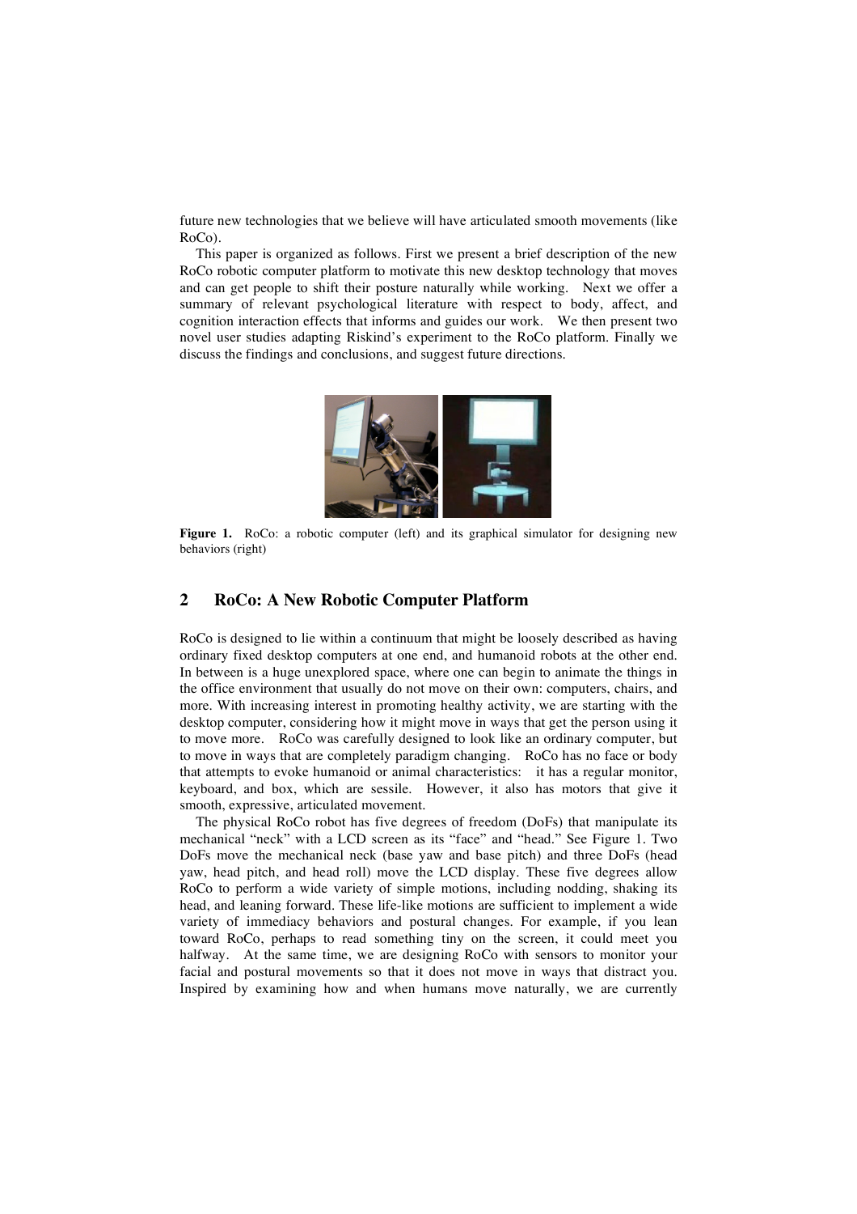future new technologies that we believe will have articulated smooth movements (like RoCo).

This paper is organized as follows. First we present a brief description of the new RoCo robotic computer platform to motivate this new desktop technology that moves and can get people to shift their posture naturally while working. Next we offer a summary of relevant psychological literature with respect to body, affect, and cognition interaction effects that informs and guides our work. We then present two novel user studies adapting Riskind's experiment to the RoCo platform. Finally we discuss the findings and conclusions, and suggest future directions.

**Figure 1.** RoCo: a robotic computer (left) and its graphical simulator for designing new behaviors (right)

## 2 RoCo: A New Robotic Computer Platform

RoCo is designed to lie within a continuum that might be loosely described as having ordinary fixed desktop computers at one end, and humanoid robots at the other end. In between is a huge unexplored space, where one can begin to animate the things in the office environment that usually do not move on their own: computers, chairs, and more. With increasing interest in promoting healthy activity, we are starting with the desktop computer, considering how it might move in ways that get the person using it to move more. RoCo was carefully designed to look like an ordinary computer, but to move in ways that are completely paradigm changing. RoCo has no face or body that attempts to evoke humanoid or animal characteristics: it has a regular monitor, keyboard, and box, which are sessile. However, it also has motors that give it smooth, expressive, articulated movement.

The physical RoCo robot has five degrees of freedom (DoFs) that manipulate its mechanical "neck" with a LCD screen as its "face" and "head." See Figure 1. Two DoFs move the mechanical neck (base yaw and base pitch) and three DoFs (head yaw, head pitch, and head roll) move the LCD display. These five degrees allow RoCo to perform a wide variety of simple motions, including nodding, shaking its head, and leaning forward. These life-like motions are sufficient to implement a wide variety of immediacy behaviors and postural changes. For example, if you lean toward RoCo, perhaps to read something tiny on the screen, it could meet you halfway. At the same time, we are designing RoCo with sensors to monitor your facial and postural movements so that it does not move in ways that distract you. Inspired by examining how and when humans move naturally, we are currently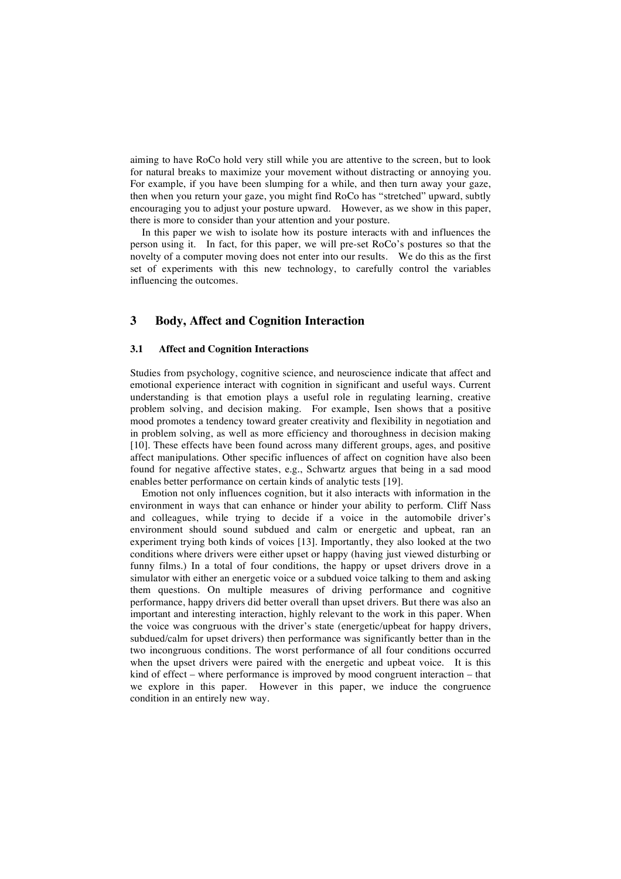aiming to have RoCo hold very still while you are attentive to the screen, but to look for natural breaks to maximize your movement without distracting or annoying you. For example, if you have been slumping for a while, and then turn away your gaze, then when you return your gaze, you might find RoCo has "stretched" upward, subtly encouraging you to adjust your posture upward. However, as we show in this paper, there is more to consider than your attention and your posture.

In this paper we wish to isolate how its posture interacts with and influences the person using it. In fact, for this paper, we will pre-set RoCo's postures so that the novelty of a computer moving does not enter into our results. We do this as the first set of experiments with this new technology, to carefully control the variables influencing the outcomes.

## 3 Body, Affect and Cognition Interaction

### 3.1 Affect and Cognition Interactions

Studies from psychology, cognitive science, and neuroscience indicate that affect and emotional experience interact with cognition in significant and useful ways. Current understanding is that emotion plays a useful role in regulating learning, creative problem solving, and decision making. For example, Isen shows that a positive mood promotes a tendency toward greater creativity and flexibility in negotiation and in problem solving, as well as more efficiency and thoroughness in decision making [10]. These effects have been found across many different groups, ages, and positive affect manipulations. Other specific influences of affect on cognition have also been found for negative affective states, e.g., Schwartz argues that being in a sad mood enables better performance on certain kinds of analytic tests [19].

Emotion not only influences cognition, but it also interacts with information in the environment in ways that can enhance or hinder your ability to perform. Cliff Nass and colleagues, while trying to decide if a voice in the automobile driver's environment should sound subdued and calm or energetic and upbeat, ran an experiment trying both kinds of voices [13]. Importantly, they also looked at the two conditions where drivers were either upset or happy (having just viewed disturbing or funny films.) In a total of four conditions, the happy or upset drivers drove in a simulator with either an energetic voice or a subdued voice talking to them and asking them questions. On multiple measures of driving performance and cognitive performance, happy drivers did better overall than upset drivers. But there was also an important and interesting interaction, highly relevant to the work in this paper. When the voice was congruous with the driver's state (energetic/upbeat for happy drivers, subdued/calm for upset drivers) then performance was significantly better than in the two incongruous conditions. The worst performance of all four conditions occurred when the upset drivers were paired with the energetic and upbeat voice. It is this kind of effect – where performance is improved by mood congruent interaction – that we explore in this paper. However in this paper, we induce the congruence condition in an entirely new way.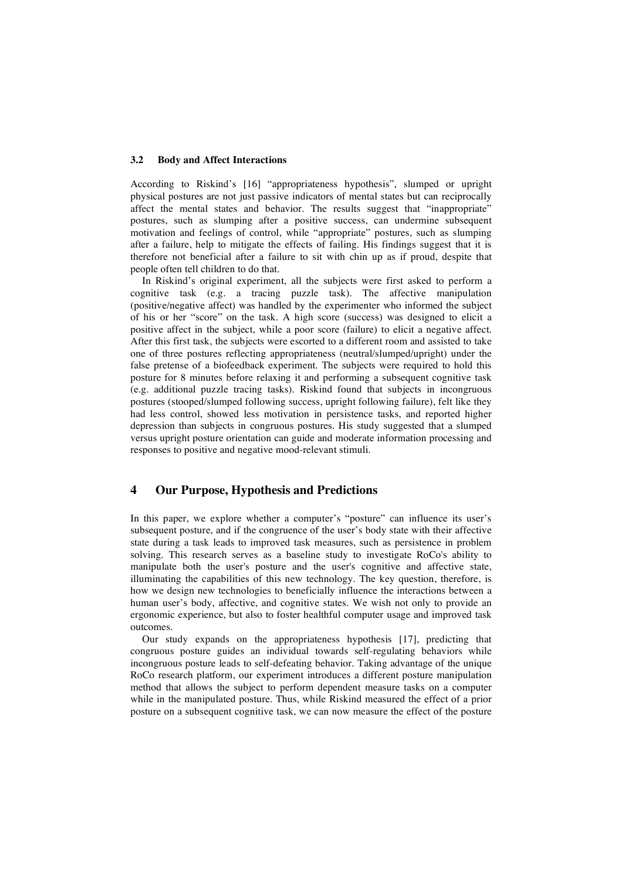### 3.2 Body and Affect Interactions

According to Riskind's [16] "appropriateness hypothesis", slumped or upright physical postures are not just passive indicators of mental states but can reciprocally affect the mental states and behavior. The results suggest that "inappropriate" postures, such as slumping after a positive success, can undermine subsequent motivation and feelings of control, while "appropriate" postures, such as slumping after a failure, help to mitigate the effects of failing. His findings suggest that it is therefore not beneficial after a failure to sit with chin up as if proud, despite that people often tell children to do that.

In Riskind's original experiment, all the subjects were first asked to perform a cognitive task (e.g. a tracing puzzle task). The affective manipulation (positive/negative affect) was handled by the experimenter who informed the subject of his or her "score" on the task. A high score (success) was designed to elicit a positive affect in the subject, while a poor score (failure) to elicit a negative affect. After this first task, the subjects were escorted to a different room and assisted to take one of three postures reflecting appropriateness (neutral/slumped/upright) under the false pretense of a biofeedback experiment. The subjects were required to hold this posture for 8 minutes before relaxing it and performing a subsequent cognitive task (e.g. additional puzzle tracing tasks). Riskind found that subjects in incongruous postures (stooped/slumped following success, upright following failure), felt like they had less control, showed less motivation in persistence tasks, and reported higher depression than subjects in congruous postures. His study suggested that a slumped versus upright posture orientation can guide and moderate information processing and responses to positive and negative mood-relevant stimuli.

## 4 Our Purpose, Hypothesis and Predictions

In this paper, we explore whether a computer's "posture" can influence its user's subsequent posture, and if the congruence of the user's body state with their affective state during a task leads to improved task measures, such as persistence in problem solving. This research serves as a baseline study to investigate RoCo's ability to manipulate both the user's posture and the user's cognitive and affective state, illuminating the capabilities of this new technology. The key question, therefore, is how we design new technologies to beneficially influence the interactions between a human user's body, affective, and cognitive states. We wish not only to provide an ergonomic experience, but also to foster healthful computer usage and improved task outcomes.

Our study expands on the appropriateness hypothesis [17], predicting that congruous posture guides an individual towards self-regulating behaviors while incongruous posture leads to self-defeating behavior. Taking advantage of the unique RoCo research platform, our experiment introduces a different posture manipulation method that allows the subject to perform dependent measure tasks on a computer while in the manipulated posture. Thus, while Riskind measured the effect of a prior posture on a subsequent cognitive task, we can now measure the effect of the posture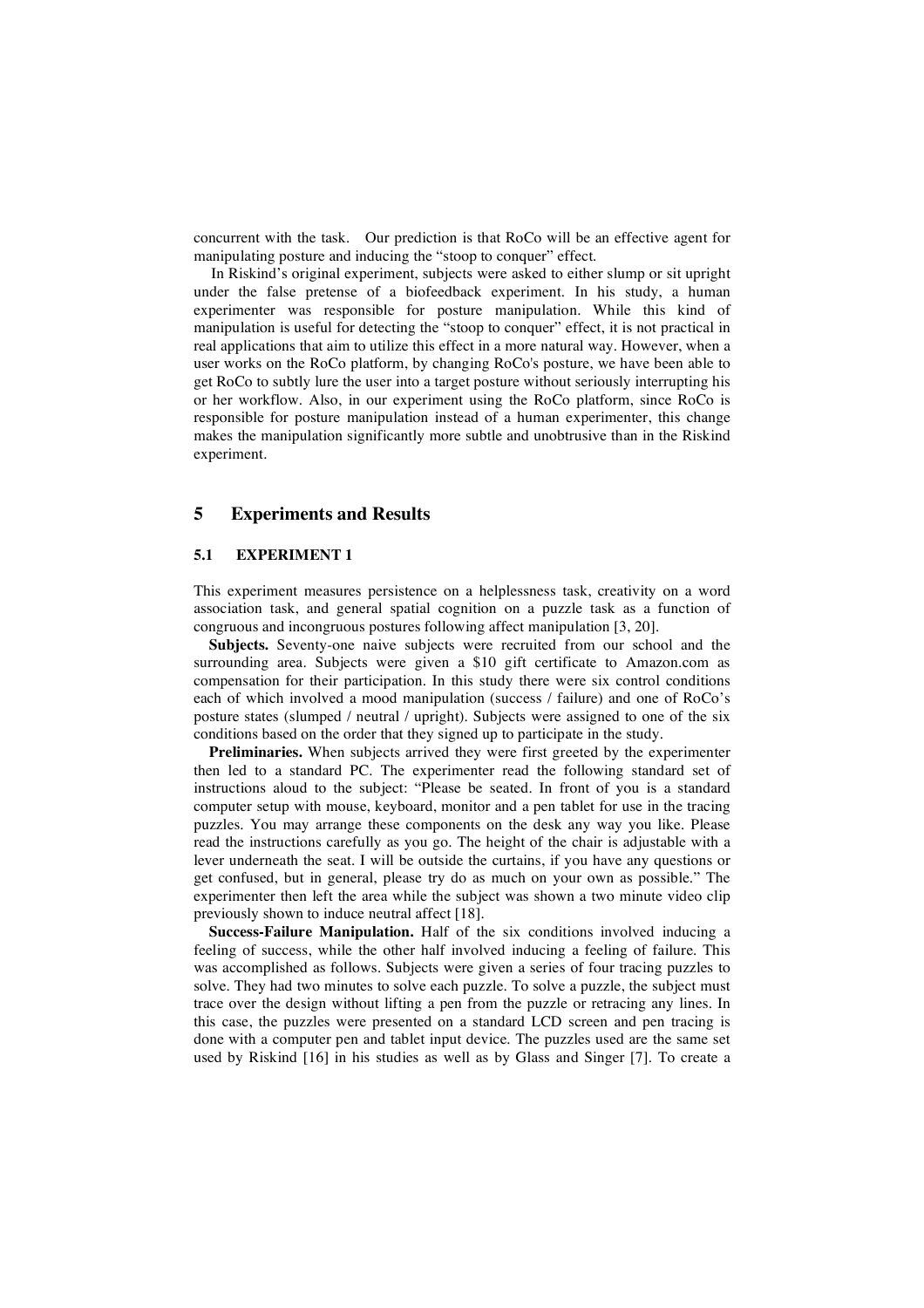concurrent with the task. Our prediction is that RoCo will be an effective agent for manipulating posture and inducing the "stoop to conquer" effect.

In Riskind's original experiment, subjects were asked to either slump or sit upright under the false pretense of a biofeedback experiment. In his study, a human experimenter was responsible for posture manipulation. While this kind of manipulation is useful for detecting the "stoop to conquer" effect, it is not practical in real applications that aim to utilize this effect in a more natural way. However, when a user works on the RoCo platform, by changing RoCo's posture, we have been able to get RoCo to subtly lure the user into a target posture without seriously interrupting his or her workflow. Also, in our experiment using the RoCo platform, since RoCo is responsible for posture manipulation instead of a human experimenter, this change makes the manipulation significantly more subtle and unobtrusive than in the Riskind experiment.

## 5 Experiments and Results

### 5.1 EXPERIMENT 1

This experiment measures persistence on a helplessness task, creativity on a word association task, and general spatial cognition on a puzzle task as a function of congruous and incongruous postures following affect manipulation [3, 20].

**Subjects.** Seventy-one naive subjects were recruited from our school and the surrounding area. Subjects were given a $10 gift certificate to Amazon.com as compensation for their participation. In this study there were six control conditions each of which involved a mood manipulation (success / failure) and one of RoCo's posture states (slumped / neutral / upright). Subjects were assigned to one of the six conditions based on the order that they signed up to participate in the study.

**Preliminaries.** When subjects arrived they were first greeted by the experimenter then led to a standard PC. The experimenter read the following standard set of instructions aloud to the subject: "Please be seated. In front of you is a standard computer setup with mouse, keyboard, monitor and a pen tablet for use in the tracing puzzles. You may arrange these components on the desk any way you like. Please read the instructions carefully as you go. The height of the chair is adjustable with a lever underneath the seat. I will be outside the curtains, if you have any questions or get confused, but in general, please try do as much on your own as possible." The experimenter then left the area while the subject was shown a two minute video clip previously shown to induce neutral affect [18].

**Success-Failure Manipulation.** Half of the six conditions involved inducing a feeling of success, while the other half involved inducing a feeling of failure. This was accomplished as follows. Subjects were given a series of four tracing puzzles to solve. They had two minutes to solve each puzzle. To solve a puzzle, the subject must trace over the design without lifting a pen from the puzzle or retracing any lines. In this case, the puzzles were presented on a standard LCD screen and pen tracing is done with a computer pen and tablet input device. The puzzles used are the same set used by Riskind [16] in his studies as well as by Glass and Singer [7]. To create a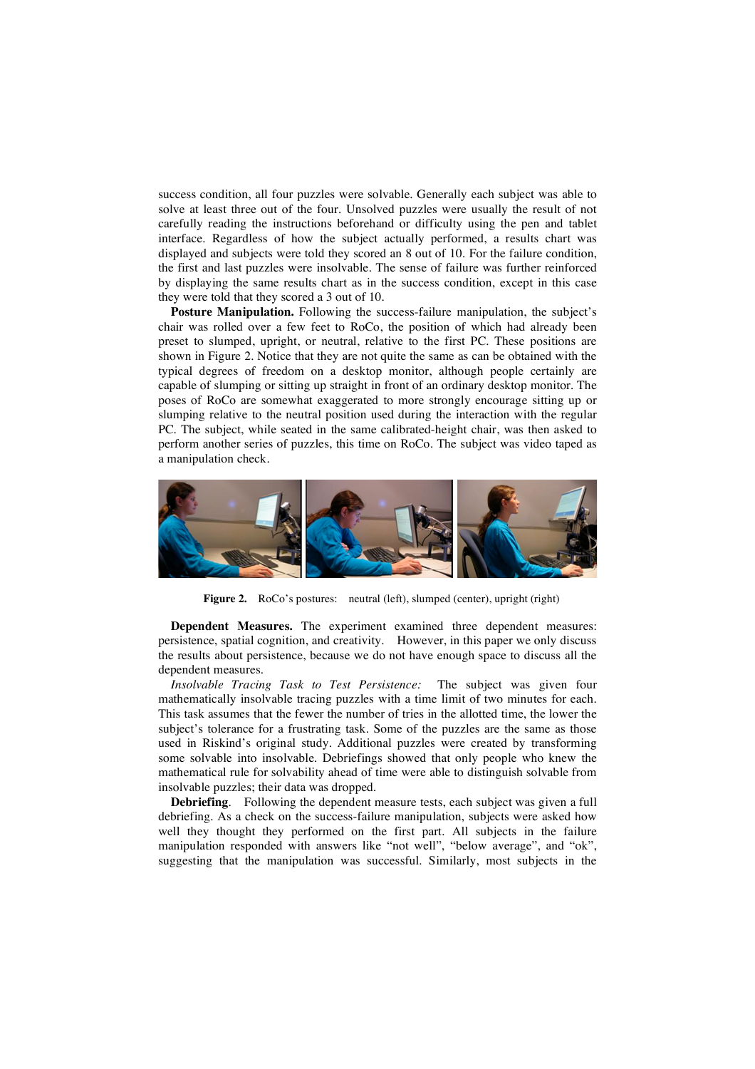success condition, all four puzzles were solvable. Generally each subject was able to solve at least three out of the four. Unsolved puzzles were usually the result of not carefully reading the instructions beforehand or difficulty using the pen and tablet interface. Regardless of how the subject actually performed, a results chart was displayed and subjects were told they scored an 8 out of 10. For the failure condition, the first and last puzzles were insolvable. The sense of failure was further reinforced by displaying the same results chart as in the success condition, except in this case they were told that they scored a 3 out of 10.

**Posture Manipulation.** Following the success-failure manipulation, the subject's chair was rolled over a few feet to RoCo, the position of which had already been preset to slumped, upright, or neutral, relative to the first PC. These positions are shown in Figure 2. Notice that they are not quite the same as can be obtained with the typical degrees of freedom on a desktop monitor, although people certainly are capable of slumping or sitting up straight in front of an ordinary desktop monitor. The poses of RoCo are somewhat exaggerated to more strongly encourage sitting up or slumping relative to the neutral position used during the interaction with the regular PC. The subject, while seated in the same calibrated-height chair, was then asked to perform another series of puzzles, this time on RoCo. The subject was video taped as a manipulation check.

**Figure 2.** RoCo's postures: neutral (left), slumped (center), upright (right)

**Dependent Measures.** The experiment examined three dependent measures: persistence, spatial cognition, and creativity. However, in this paper we only discuss the results about persistence, because we do not have enough space to discuss all the dependent measures.

*Insolvable Tracing Task to Test Persistence:* The subject was given four mathematically insolvable tracing puzzles with a time limit of two minutes for each. This task assumes that the fewer the number of tries in the allotted time, the lower the subject's tolerance for a frustrating task. Some of the puzzles are the same as those used in Riskind's original study. Additional puzzles were created by transforming some solvable into insolvable. Debriefings showed that only people who knew the mathematical rule for solvability ahead of time were able to distinguish solvable from insolvable puzzles; their data was dropped.

**Debriefing**. Following the dependent measure tests, each subject was given a full debriefing. As a check on the success-failure manipulation, subjects were asked how well they thought they performed on the first part. All subjects in the failure manipulation responded with answers like "not well", "below average", and "ok", suggesting that the manipulation was successful. Similarly, most subjects in the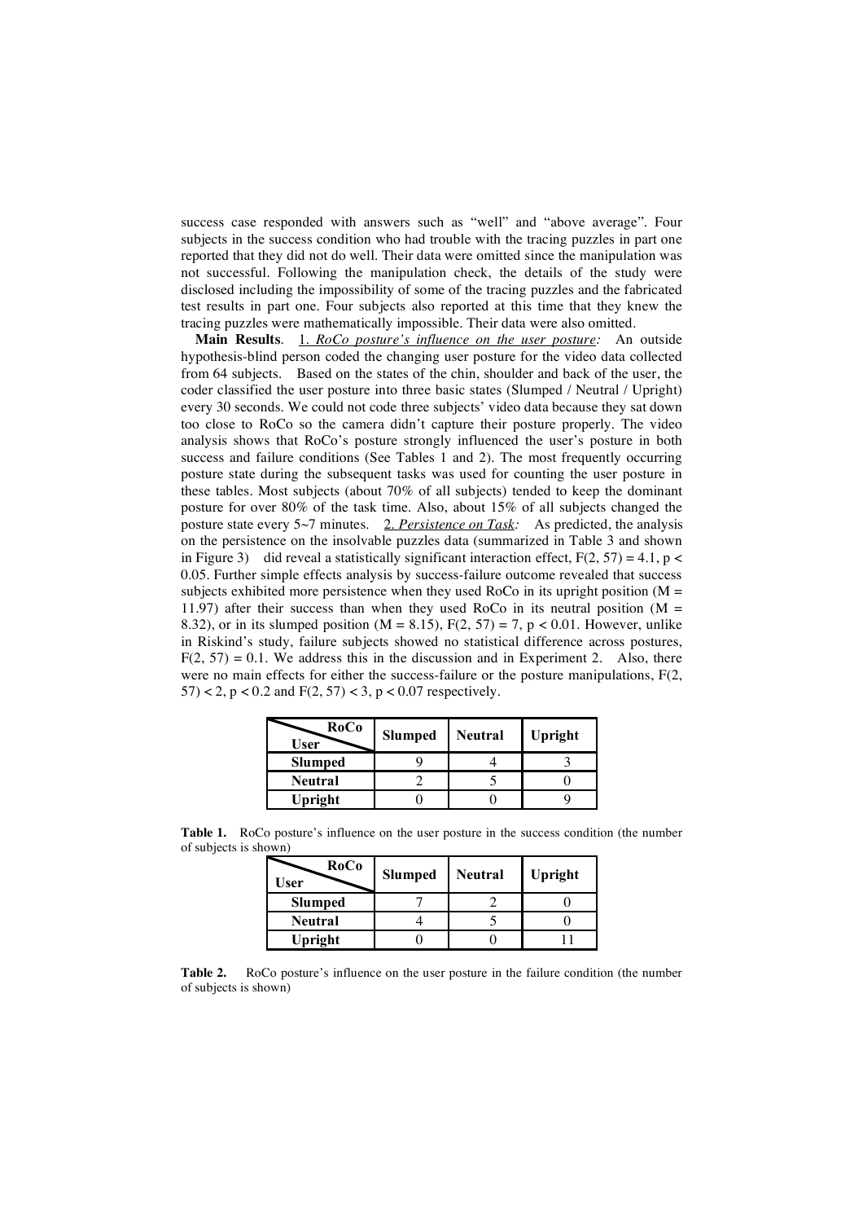success case responded with answers such as "well" and "above average". Four subjects in the success condition who had trouble with the tracing puzzles in part one reported that they did not do well. Their data were omitted since the manipulation was not successful. Following the manipulation check, the details of the study were disclosed including the impossibility of some of the tracing puzzles and the fabricated test results in part one. Four subjects also reported at this time that they knew the tracing puzzles were mathematically impossible. Their data were also omitted.

**Main Results**. 1. *RoCo posture's influence on the user posture:* An outside hypothesis-blind person coded the changing user posture for the video data collected from 64 subjects. Based on the states of the chin, shoulder and back of the user, the coder classified the user posture into three basic states (Slumped / Neutral / Upright) every 30 seconds. We could not code three subjects' video data because they sat down too close to RoCo so the camera didn't capture their posture properly. The video analysis shows that RoCo's posture strongly influenced the user's posture in both success and failure conditions (See Tables 1 and 2). The most frequently occurring posture state during the subsequent tasks was used for counting the user posture in these tables. Most subjects (about 70% of all subjects) tended to keep the dominant posture for over 80% of the task time. Also, about 15% of all subjects changed the posture state every 5~7 minutes. 2. *Persistence on Task:* As predicted, the analysis on the persistence on the insolvable puzzles data (summarized in Table 3 and shown in Figure 3) did reveal a statistically significant interaction effect, $F(2, 57) = 4.1$, $p < 0.05$. Further simple effects analysis by success-failure outcome revealed that success subjects exhibited more persistence when they used RoCo in its upright position ($M = 11.97$) after their success than when they used RoCo in its neutral position ($M = 8.32$), or in its slumped position ($M = 8.15$), $F(2, 57) = 7$, $p < 0.01$. However, unlike in Riskind's study, failure subjects showed no statistical difference across postures, $F(2, 57) = 0.1$. We address this in the discussion and in Experiment 2. Also, there were no main effects for either the success-failure or the posture manipulations, $F(2, 57) < 2$, $p < 0.2$ and $F(2, 57) < 3$, $p < 0.07$ respectively.

| User \ RoCo | Slumped | Neutral | Upright |
|---|---|---|---|
| **Slumped** | 9 | 4 | 3 |
| **Neutral** | 2 | 5 | 0 |
| **Upright** | 0 | 0 | 9 |

**Table 1.** RoCo posture's influence on the user posture in the success condition (the number of subjects is shown)

| User \ RoCo | Slumped | Neutral | Upright |
|---|---|---|---|
| **Slumped** | 7 | 2 | 0 |
| **Neutral** | 4 | 5 | 0 |
| **Upright** | 0 | 0 | 11 |

**Table 2.** RoCo posture's influence on the user posture in the failure condition (the number of subjects is shown)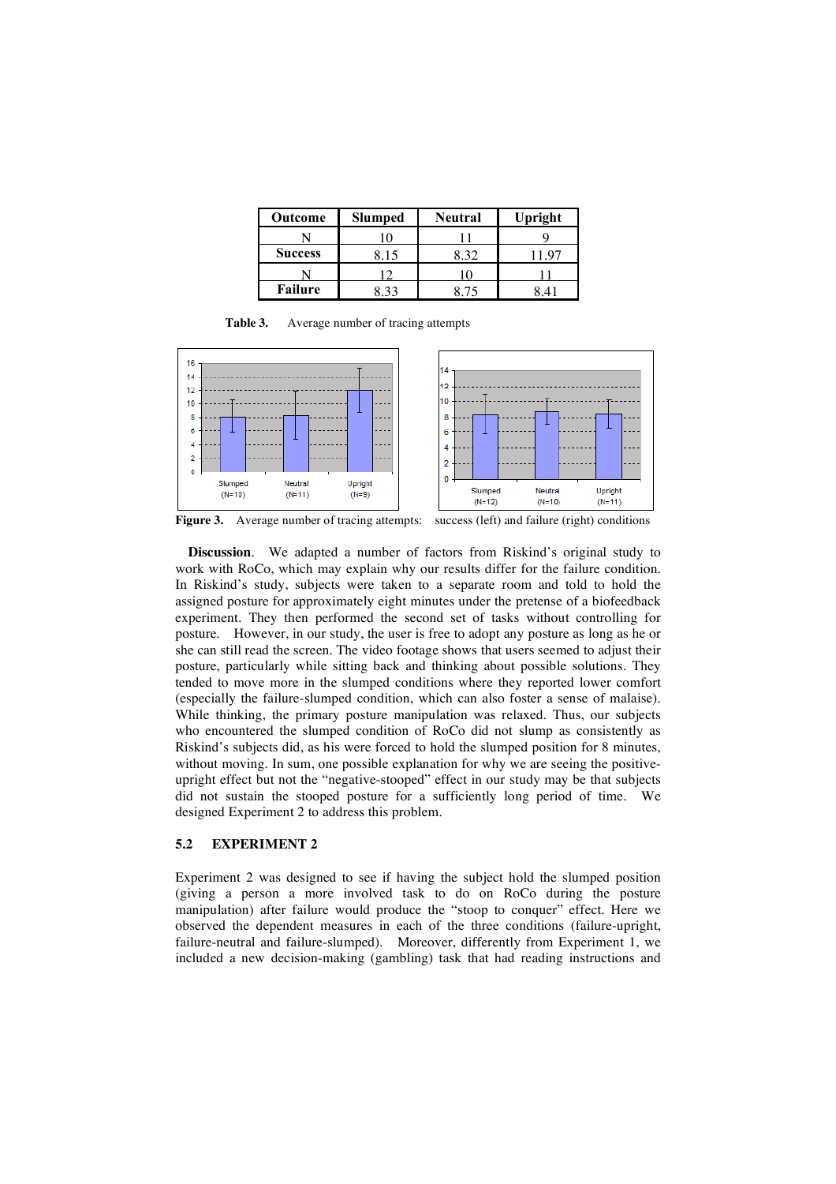| Outcome | Slumped | Neutral | Upright |
|---|---|---|---|
| N | 10 | 11 | 9 |
| **Success** | 8.15 | 8.32 | 11.97 |
| N | 12 | 10 | 11 |
| **Failure** | 8.33 | 8.75 | 8.41 |

**Table 3.** Average number of tracing attempts

**Figure 3.** Average number of tracing attempts: success (left) and failure (right) conditions

**Discussion**. We adapted a number of factors from Riskind's original study to work with RoCo, which may explain why our results differ for the failure condition. In Riskind's study, subjects were taken to a separate room and told to hold the assigned posture for approximately eight minutes under the pretense of a biofeedback experiment. They then performed the second set of tasks without controlling for posture. However, in our study, the user is free to adopt any posture as long as he or she can still read the screen. The video footage shows that users seemed to adjust their posture, particularly while sitting back and thinking about possible solutions. They tended to move more in the slumped conditions where they reported lower comfort (especially the failure-slumped condition, which can also foster a sense of malaise). While thinking, the primary posture manipulation was relaxed. Thus, our subjects who encountered the slumped condition of RoCo did not slump as consistently as Riskind's subjects did, as his were forced to hold the slumped position for 8 minutes, without moving. In sum, one possible explanation for why we are seeing the positive-upright effect but not the "negative-stooped" effect in our study may be that subjects did not sustain the stooped posture for a sufficiently long period of time. We designed Experiment 2 to address this problem.

### 5.2 EXPERIMENT 2

Experiment 2 was designed to see if having the subject hold the slumped position (giving a person a more involved task to do on RoCo during the posture manipulation) after failure would produce the "stoop to conquer" effect. Here we observed the dependent measures in each of the three conditions (failure-upright, failure-neutral and failure-slumped). Moreover, differently from Experiment 1, we included a new decision-making (gambling) task that had reading instructions and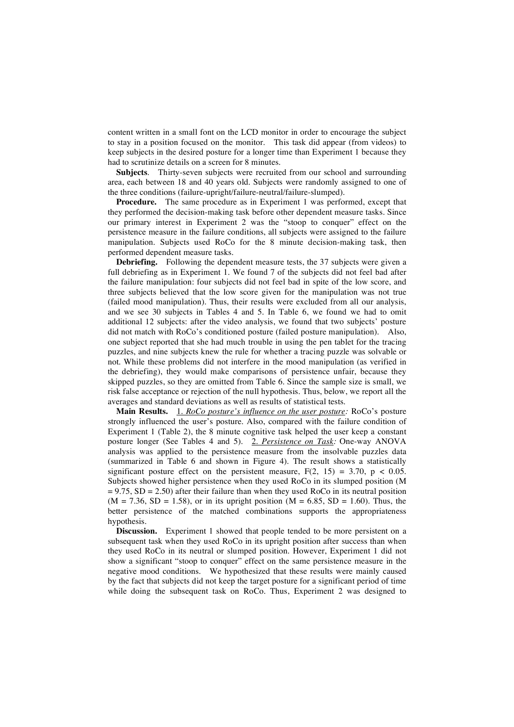content written in a small font on the LCD monitor in order to encourage the subject to stay in a position focused on the monitor. This task did appear (from videos) to keep subjects in the desired posture for a longer time than Experiment 1 because they had to scrutinize details on a screen for 8 minutes.

**Subjects**. Thirty-seven subjects were recruited from our school and surrounding area, each between 18 and 40 years old. Subjects were randomly assigned to one of the three conditions (failure-upright/failure-neutral/failure-slumped).

**Procedure.** The same procedure as in Experiment 1 was performed, except that they performed the decision-making task before other dependent measure tasks. Since our primary interest in Experiment 2 was the "stoop to conquer" effect on the persistence measure in the failure conditions, all subjects were assigned to the failure manipulation. Subjects used RoCo for the 8 minute decision-making task, then performed dependent measure tasks.

**Debriefing.** Following the dependent measure tests, the 37 subjects were given a full debriefing as in Experiment 1. We found 7 of the subjects did not feel bad after the failure manipulation: four subjects did not feel bad in spite of the low score, and three subjects believed that the low score given for the manipulation was not true (failed mood manipulation). Thus, their results were excluded from all our analysis, and we see 30 subjects in Tables 4 and 5. In Table 6, we found we had to omit additional 12 subjects: after the video analysis, we found that two subjects' posture did not match with RoCo's conditioned posture (failed posture manipulation). Also, one subject reported that she had much trouble in using the pen tablet for the tracing puzzles, and nine subjects knew the rule for whether a tracing puzzle was solvable or not. While these problems did not interfere in the mood manipulation (as verified in the debriefing), they would make comparisons of persistence unfair, because they skipped puzzles, so they are omitted from Table 6. Since the sample size is small, we risk false acceptance or rejection of the null hypothesis. Thus, below, we report all the averages and standard deviations as well as results of statistical tests.

**Main Results.** 1. *RoCo posture's influence on the user posture:* RoCo's posture strongly influenced the user's posture. Also, compared with the failure condition of Experiment 1 (Table 2), the 8 minute cognitive task helped the user keep a constant posture longer (See Tables 4 and 5). 2. *Persistence on Task:* One-way ANOVA analysis was applied to the persistence measure from the insolvable puzzles data (summarized in Table 6 and shown in Figure 4). The result shows a statistically significant posture effect on the persistent measure, $F(2, 15) = 3.70$, $p < 0.05$. Subjects showed higher persistence when they used RoCo in its slumped position ($M = 9.75$, $SD = 2.50$) after their failure than when they used RoCo in its neutral position ($M = 7.36$, $SD = 1.58$), or in its upright position ($M = 6.85$, $SD = 1.60$). Thus, the better persistence of the matched combinations supports the appropriateness hypothesis.

**Discussion.** Experiment 1 showed that people tended to be more persistent on a subsequent task when they used RoCo in its upright position after success than when they used RoCo in its neutral or slumped position. However, Experiment 1 did not show a significant "stoop to conquer" effect on the same persistence measure in the negative mood conditions. We hypothesized that these results were mainly caused by the fact that subjects did not keep the target posture for a significant period of time while doing the subsequent task on RoCo. Thus, Experiment 2 was designed to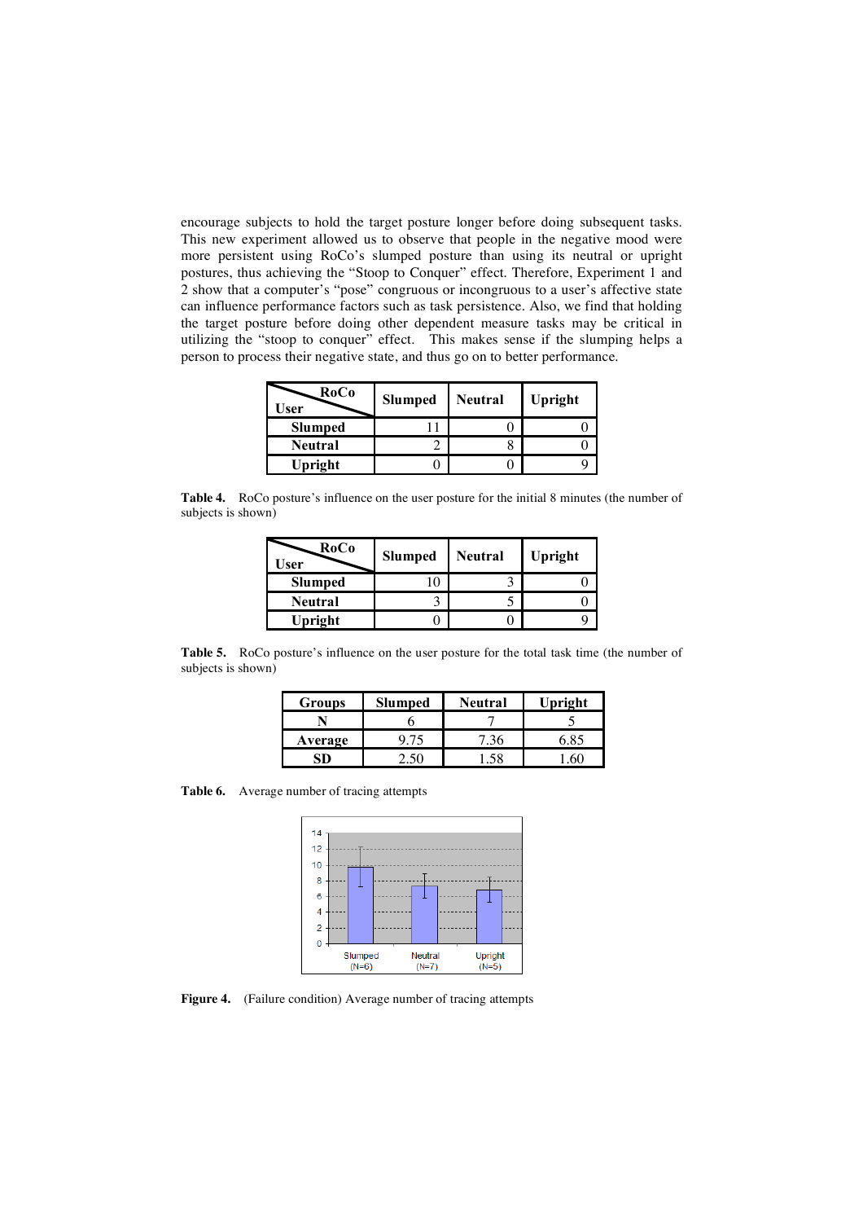encourage subjects to hold the target posture longer before doing subsequent tasks. This new experiment allowed us to observe that people in the negative mood were more persistent using RoCo's slumped posture than using its neutral or upright postures, thus achieving the "Stoop to Conquer" effect. Therefore, Experiment 1 and 2 show that a computer's "pose" congruous or incongruous to a user's affective state can influence performance factors such as task persistence. Also, we find that holding the target posture before doing other dependent measure tasks may be critical in utilizing the "stoop to conquer" effect. This makes sense if the slumping helps a person to process their negative state, and thus go on to better performance.

| User \ RoCo | Slumped | Neutral | Upright |
|---|---|---|---|
| **Slumped** | 11 | 0 | 0 |
| **Neutral** | 2 | 8 | 0 |
| **Upright** | 0 | 0 | 9 |

**Table 4.** RoCo posture's influence on the user posture for the initial 8 minutes (the number of subjects is shown)

| User \ RoCo | Slumped | Neutral | Upright |
|---|---|---|---|
| **Slumped** | 10 | 3 | 0 |
| **Neutral** | 3 | 5 | 0 |
| **Upright** | 0 | 0 | 9 |

**Table 5.** RoCo posture's influence on the user posture for the total task time (the number of subjects is shown)

| Groups | Slumped | Neutral | Upright |
|---|---|---|---|
| **N** | 6 | 7 | 5 |
| **Average** | 9.75 | 7.36 | 6.85 |
| **SD** | 2.50 | 1.58 | 1.60 |

**Table 6.** Average number of tracing attempts

**Figure 4.** (Failure condition) Average number of tracing attempts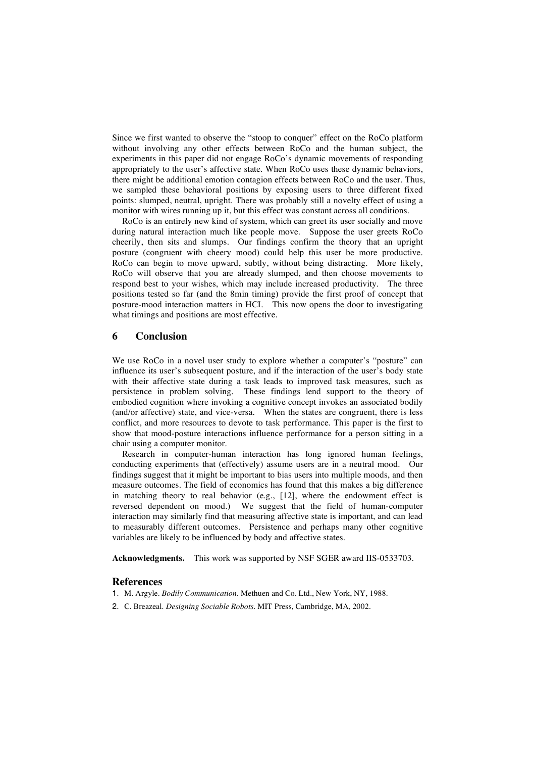Since we first wanted to observe the "stoop to conquer" effect on the RoCo platform without involving any other effects between RoCo and the human subject, the experiments in this paper did not engage RoCo's dynamic movements of responding appropriately to the user's affective state. When RoCo uses these dynamic behaviors, there might be additional emotion contagion effects between RoCo and the user. Thus, we sampled these behavioral positions by exposing users to three different fixed points: slumped, neutral, upright. There was probably still a novelty effect of using a monitor with wires running up it, but this effect was constant across all conditions.

RoCo is an entirely new kind of system, which can greet its user socially and move during natural interaction much like people move. Suppose the user greets RoCo cheerily, then sits and slumps. Our findings confirm the theory that an upright posture (congruent with cheery mood) could help this user be more productive. RoCo can begin to move upward, subtly, without being distracting. More likely, RoCo will observe that you are already slumped, and then choose movements to respond best to your wishes, which may include increased productivity. The three positions tested so far (and the 8min timing) provide the first proof of concept that posture-mood interaction matters in HCI. This now opens the door to investigating what timings and positions are most effective.

## 6 Conclusion

We use RoCo in a novel user study to explore whether a computer's "posture" can influence its user's subsequent posture, and if the interaction of the user's body state with their affective state during a task leads to improved task measures, such as persistence in problem solving. These findings lend support to the theory of embodied cognition where invoking a cognitive concept invokes an associated bodily (and/or affective) state, and vice-versa. When the states are congruent, there is less conflict, and more resources to devote to task performance. This paper is the first to show that mood-posture interactions influence performance for a person sitting in a chair using a computer monitor.

Research in computer-human interaction has long ignored human feelings, conducting experiments that (effectively) assume users are in a neutral mood. Our findings suggest that it might be important to bias users into multiple moods, and then measure outcomes. The field of economics has found that this makes a big difference in matching theory to real behavior (e.g., [12], where the endowment effect is reversed dependent on mood.) We suggest that the field of human-computer interaction may similarly find that measuring affective state is important, and can lead to measurably different outcomes. Persistence and perhaps many other cognitive variables are likely to be influenced by body and affective states.

**Acknowledgments.** This work was supported by NSF SGER award IIS-0533703.

## References

1. M. Argyle. *Bodily Communication*. Methuen and Co. Ltd., New York, NY, 1988.
2. C. Breazeal. *Designing Sociable Robots*. MIT Press, Cambridge, MA, 2002.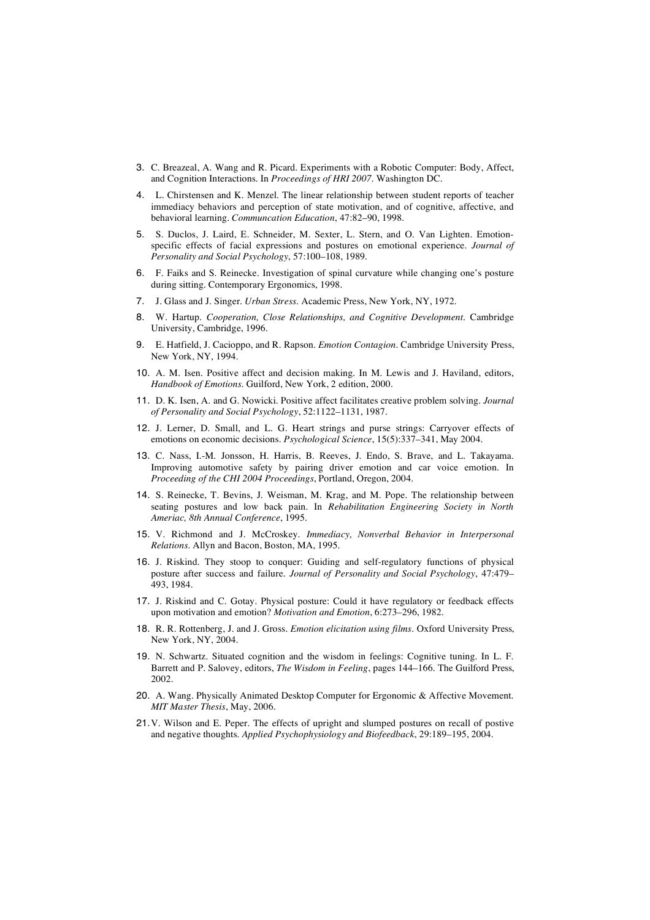3. C. Breazeal, A. Wang and R. Picard. Experiments with a Robotic Computer: Body, Affect, and Cognition Interactions. In *Proceedings of HRI 2007*. Washington DC.
4. L. Chirstensen and K. Menzel. The linear relationship between student reports of teacher immediacy behaviors and perception of state motivation, and of cognitive, affective, and behavioral learning. *Communcation Education*, 47:82–90, 1998.
5. S. Duclos, J. Laird, E. Schneider, M. Sexter, L. Stern, and O. Van Lighten. Emotion-specific effects of facial expressions and postures on emotional experience. *Journal of Personality and Social Psychology*, 57:100–108, 1989.
6. F. Faiks and S. Reinecke. Investigation of spinal curvature while changing one's posture during sitting. Contemporary Ergonomics, 1998.
7. J. Glass and J. Singer. *Urban Stress*. Academic Press, New York, NY, 1972.
8. W. Hartup. *Cooperation, Close Relationships, and Cognitive Development*. Cambridge University, Cambridge, 1996.
9. E. Hatfield, J. Cacioppo, and R. Rapson. *Emotion Contagion*. Cambridge University Press, New York, NY, 1994.
10. A. M. Isen. Positive affect and decision making. In M. Lewis and J. Haviland, editors, *Handbook of Emotions*. Guilford, New York, 2 edition, 2000.
11. D. K. Isen, A. and G. Nowicki. Positive affect facilitates creative problem solving. *Journal of Personality and Social Psychology*, 52:1122–1131, 1987.
12. J. Lerner, D. Small, and L. G. Heart strings and purse strings: Carryover effects of emotions on economic decisions. *Psychological Science*, 15(5):337–341, May 2004.
13. C. Nass, I.-M. Jonsson, H. Harris, B. Reeves, J. Endo, S. Brave, and L. Takayama. Improving automotive safety by pairing driver emotion and car voice emotion. In *Proceeding of the CHI 2004 Proceedings*, Portland, Oregon, 2004.
14. S. Reinecke, T. Bevins, J. Weisman, M. Krag, and M. Pope. The relationship between seating postures and low back pain. In *Rehabilitation Engineering Society in North Ameriac, 8th Annual Conference*, 1995.
15. V. Richmond and J. McCroskey. *Immediacy, Nonverbal Behavior in Interpersonal Relations*. Allyn and Bacon, Boston, MA, 1995.
16. J. Riskind. They stoop to conquer: Guiding and self-regulatory functions of physical posture after success and failure. *Journal of Personality and Social Psychology*, 47:479–493, 1984.
17. J. Riskind and C. Gotay. Physical posture: Could it have regulatory or feedback effects upon motivation and emotion? *Motivation and Emotion*, 6:273–296, 1982.
18. R. R. Rottenberg, J. and J. Gross. *Emotion elicitation using films*. Oxford University Press, New York, NY, 2004.
19. N. Schwartz. Situated cognition and the wisdom in feelings: Cognitive tuning. In L. F. Barrett and P. Salovey, editors, *The Wisdom in Feeling*, pages 144–166. The Guilford Press, 2002.
20. A. Wang. Physically Animated Desktop Computer for Ergonomic & Affective Movement. *MIT Master Thesis*, May, 2006.
21. V. Wilson and E. Peper. The effects of upright and slumped postures on recall of postive and negative thoughts. *Applied Psychophysiology and Biofeedback*, 29:189–195, 2004.